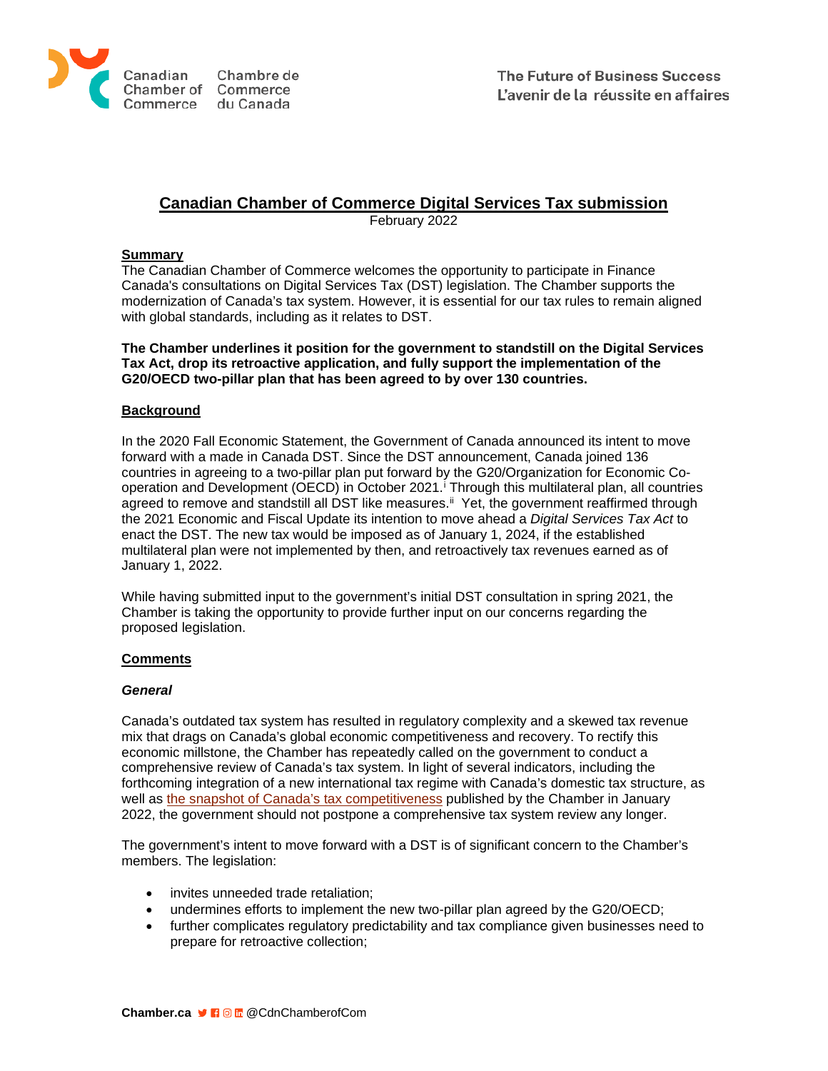# Canadian Chamber of Commerce Digital Services Tax submission

February 2022

## Summary

The Canadian Chamber of Commerce welcomes the opportunity to participate in Finance Canada's consultations on Digital Services Tax (DST) legislation. The Chamber supports the modernization of Canada's tax system. However, it is essential for our tax rules to remain aligned with global standards, including as it relates to DST.

**The Chamber underlines it position for the government to standstill on the Digital Services Tax Act, drop its retroactive application, and fully support the implementation of the G20/OECD two-pillar plan that has been agreed to by over 130 countries.**

## Background

In the 2020 Fall Economic Statement, the Government of Canada announced its intent to move forward with a made in Canada DST. Since the DST announcement, Canada joined 136 countries in agreeing to a two-pillar plan put forward by the G20/Organization for Economic Co-operation and Development (OECD) in October 2021.[i] Through this multilateral plan, all countries agreed to remove and standstill all DST like measures.[ii] Yet, the government reaffirmed through the 2021 Economic and Fiscal Update its intention to move ahead a *Digital Services Tax Act* to enact the DST. The new tax would be imposed as of January 1, 2024, if the established multilateral plan were not implemented by then, and retroactively tax revenues earned as of January 1, 2022.

While having submitted input to the government's initial DST consultation in spring 2021, the Chamber is taking the opportunity to provide further input on our concerns regarding the proposed legislation.

## Comments

### *General*

Canada's outdated tax system has resulted in regulatory complexity and a skewed tax revenue mix that drags on Canada's global economic competitiveness and recovery. To rectify this economic millstone, the Chamber has repeatedly called on the government to conduct a comprehensive review of Canada's tax system. In light of several indicators, including the forthcoming integration of a new international tax regime with Canada's domestic tax structure, as well as the snapshot of Canada's tax competitiveness published by the Chamber in January 2022, the government should not postpone a comprehensive tax system review any longer.

The government's intent to move forward with a DST is of significant concern to the Chamber's members. The legislation:

- invites unneeded trade retaliation;
- undermines efforts to implement the new two-pillar plan agreed by the G20/OECD;
- further complicates regulatory predictability and tax compliance given businesses need to prepare for retroactive collection;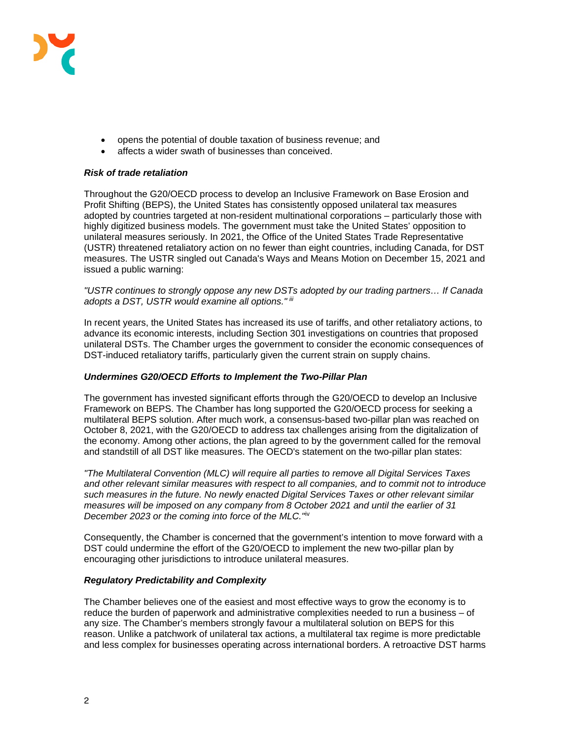- opens the potential of double taxation of business revenue; and
- affects a wider swath of businesses than conceived.

***Risk of trade retaliation***

Throughout the G20/OECD process to develop an Inclusive Framework on Base Erosion and Profit Shifting (BEPS), the United States has consistently opposed unilateral tax measures adopted by countries targeted at non-resident multinational corporations – particularly those with highly digitized business models. The government must take the United States' opposition to unilateral measures seriously. In 2021, the Office of the United States Trade Representative (USTR) threatened retaliatory action on no fewer than eight countries, including Canada, for DST measures. The USTR singled out Canada's Ways and Means Motion on December 15, 2021 and issued a public warning:

*"USTR continues to strongly oppose any new DSTs adopted by our trading partners… If Canada adopts a DST, USTR would examine all options."* [iii]

In recent years, the United States has increased its use of tariffs, and other retaliatory actions, to advance its economic interests, including Section 301 investigations on countries that proposed unilateral DSTs. The Chamber urges the government to consider the economic consequences of DST-induced retaliatory tariffs, particularly given the current strain on supply chains.

***Undermines G20/OECD Efforts to Implement the Two-Pillar Plan***

The government has invested significant efforts through the G20/OECD to develop an Inclusive Framework on BEPS. The Chamber has long supported the G20/OECD process for seeking a multilateral BEPS solution. After much work, a consensus-based two-pillar plan was reached on October 8, 2021, with the G20/OECD to address tax challenges arising from the digitalization of the economy. Among other actions, the plan agreed to by the government called for the removal and standstill of all DST like measures. The OECD's statement on the two-pillar plan states:

*"The Multilateral Convention (MLC) will require all parties to remove all Digital Services Taxes and other relevant similar measures with respect to all companies, and to commit not to introduce such measures in the future. No newly enacted Digital Services Taxes or other relevant similar measures will be imposed on any company from 8 October 2021 and until the earlier of 31 December 2023 or the coming into force of the MLC."*[iv]

Consequently, the Chamber is concerned that the government's intention to move forward with a DST could undermine the effort of the G20/OECD to implement the new two-pillar plan by encouraging other jurisdictions to introduce unilateral measures.

***Regulatory Predictability and Complexity***

The Chamber believes one of the easiest and most effective ways to grow the economy is to reduce the burden of paperwork and administrative complexities needed to run a business – of any size. The Chamber's members strongly favour a multilateral solution on BEPS for this reason. Unlike a patchwork of unilateral tax actions, a multilateral tax regime is more predictable and less complex for businesses operating across international borders. A retroactive DST harms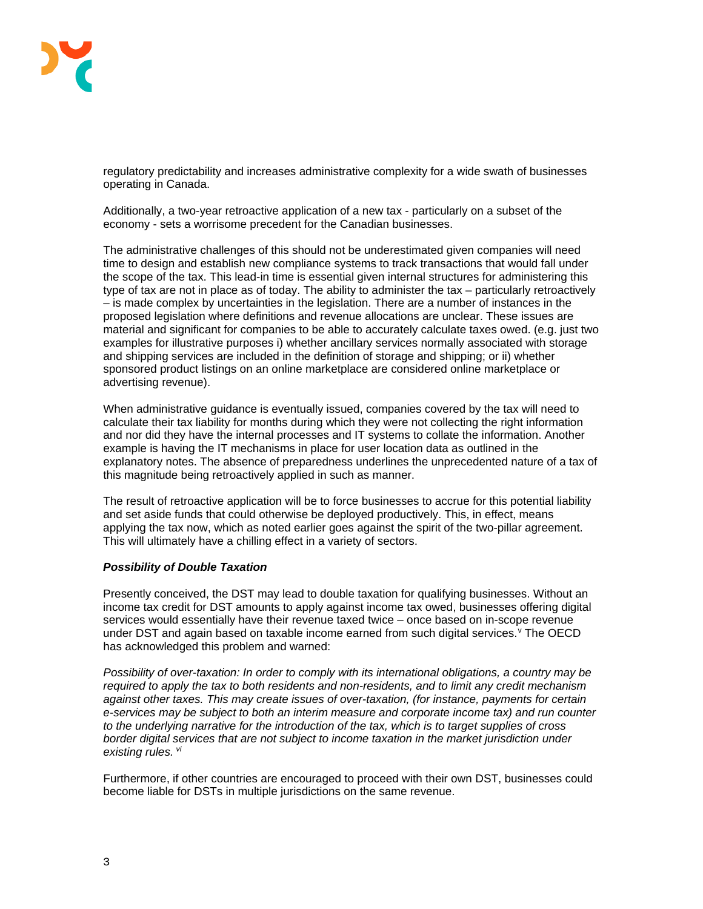regulatory predictability and increases administrative complexity for a wide swath of businesses operating in Canada.

Additionally, a two-year retroactive application of a new tax - particularly on a subset of the economy - sets a worrisome precedent for the Canadian businesses.

The administrative challenges of this should not be underestimated given companies will need time to design and establish new compliance systems to track transactions that would fall under the scope of the tax. This lead-in time is essential given internal structures for administering this type of tax are not in place as of today. The ability to administer the tax – particularly retroactively – is made complex by uncertainties in the legislation. There are a number of instances in the proposed legislation where definitions and revenue allocations are unclear. These issues are material and significant for companies to be able to accurately calculate taxes owed. (e.g. just two examples for illustrative purposes i) whether ancillary services normally associated with storage and shipping services are included in the definition of storage and shipping; or ii) whether sponsored product listings on an online marketplace are considered online marketplace or advertising revenue).

When administrative guidance is eventually issued, companies covered by the tax will need to calculate their tax liability for months during which they were not collecting the right information and nor did they have the internal processes and IT systems to collate the information. Another example is having the IT mechanisms in place for user location data as outlined in the explanatory notes. The absence of preparedness underlines the unprecedented nature of a tax of this magnitude being retroactively applied in such as manner.

The result of retroactive application will be to force businesses to accrue for this potential liability and set aside funds that could otherwise be deployed productively. This, in effect, means applying the tax now, which as noted earlier goes against the spirit of the two-pillar agreement. This will ultimately have a chilling effect in a variety of sectors.

***Possibility of Double Taxation***

Presently conceived, the DST may lead to double taxation for qualifying businesses. Without an income tax credit for DST amounts to apply against income tax owed, businesses offering digital services would essentially have their revenue taxed twice – once based on in-scope revenue under DST and again based on taxable income earned from such digital services.[v] The OECD has acknowledged this problem and warned:

*Possibility of over-taxation: In order to comply with its international obligations, a country may be required to apply the tax to both residents and non-residents, and to limit any credit mechanism against other taxes. This may create issues of over-taxation, (for instance, payments for certain e-services may be subject to both an interim measure and corporate income tax) and run counter to the underlying narrative for the introduction of the tax, which is to target supplies of cross border digital services that are not subject to income taxation in the market jurisdiction under existing rules.* [vi]

Furthermore, if other countries are encouraged to proceed with their own DST, businesses could become liable for DSTs in multiple jurisdictions on the same revenue.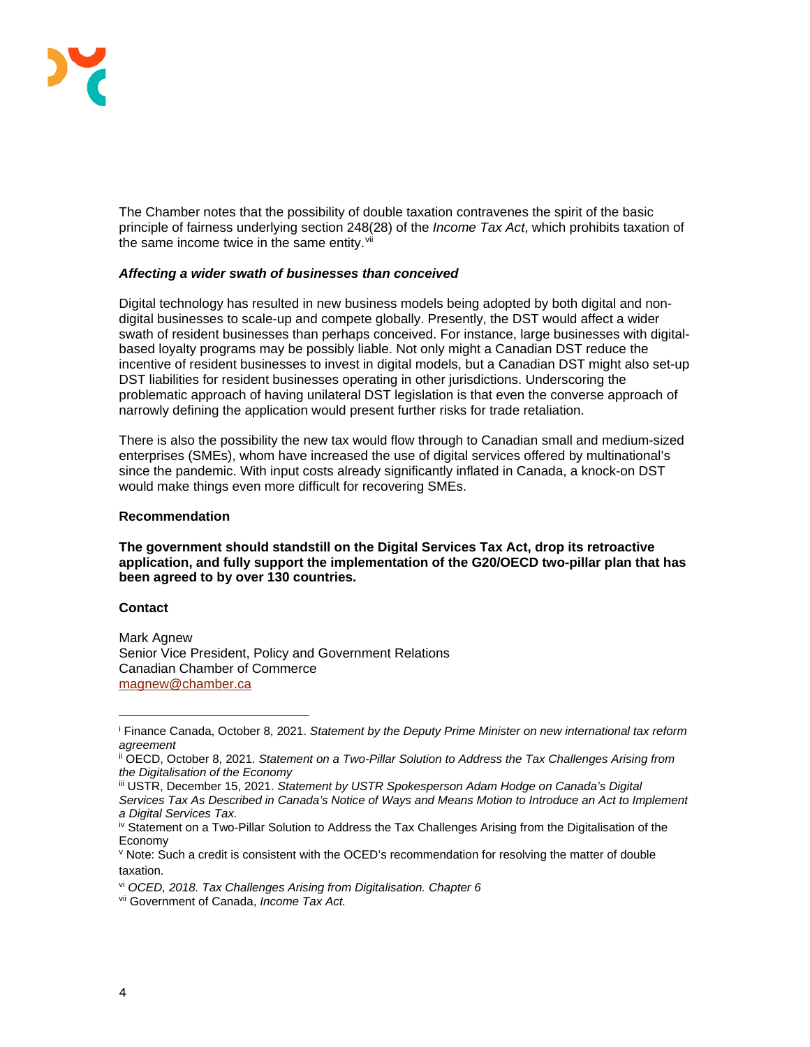The Chamber notes that the possibility of double taxation contravenes the spirit of the basic principle of fairness underlying section 248(28) of the *Income Tax Act*, which prohibits taxation of the same income twice in the same entity.[vii]

***Affecting a wider swath of businesses than conceived***

Digital technology has resulted in new business models being adopted by both digital and non-digital businesses to scale-up and compete globally. Presently, the DST would affect a wider swath of resident businesses than perhaps conceived. For instance, large businesses with digital-based loyalty programs may be possibly liable. Not only might a Canadian DST reduce the incentive of resident businesses to invest in digital models, but a Canadian DST might also set-up DST liabilities for resident businesses operating in other jurisdictions. Underscoring the problematic approach of having unilateral DST legislation is that even the converse approach of narrowly defining the application would present further risks for trade retaliation.

There is also the possibility the new tax would flow through to Canadian small and medium-sized enterprises (SMEs), whom have increased the use of digital services offered by multinational's since the pandemic. With input costs already significantly inflated in Canada, a knock-on DST would make things even more difficult for recovering SMEs.

**Recommendation**

**The government should standstill on the Digital Services Tax Act, drop its retroactive application, and fully support the implementation of the G20/OECD two-pillar plan that has been agreed to by over 130 countries.**

**Contact**

Mark Agnew
Senior Vice President, Policy and Government Relations
Canadian Chamber of Commerce
magnew@chamber.ca

---

[i] Finance Canada, October 8, 2021. *Statement by the Deputy Prime Minister on new international tax reform agreement*

[ii] OECD, October 8, 2021. *Statement on a Two-Pillar Solution to Address the Tax Challenges Arising from the Digitalisation of the Economy*

[iii] USTR, December 15, 2021. *Statement by USTR Spokesperson Adam Hodge on Canada's Digital Services Tax As Described in Canada's Notice of Ways and Means Motion to Introduce an Act to Implement a Digital Services Tax.*

[iv] Statement on a Two-Pillar Solution to Address the Tax Challenges Arising from the Digitalisation of the Economy

[v] Note: Such a credit is consistent with the OCED's recommendation for resolving the matter of double taxation.

[vi] *OCED, 2018. Tax Challenges Arising from Digitalisation. Chapter 6*

[vii] Government of Canada, *Income Tax Act.*